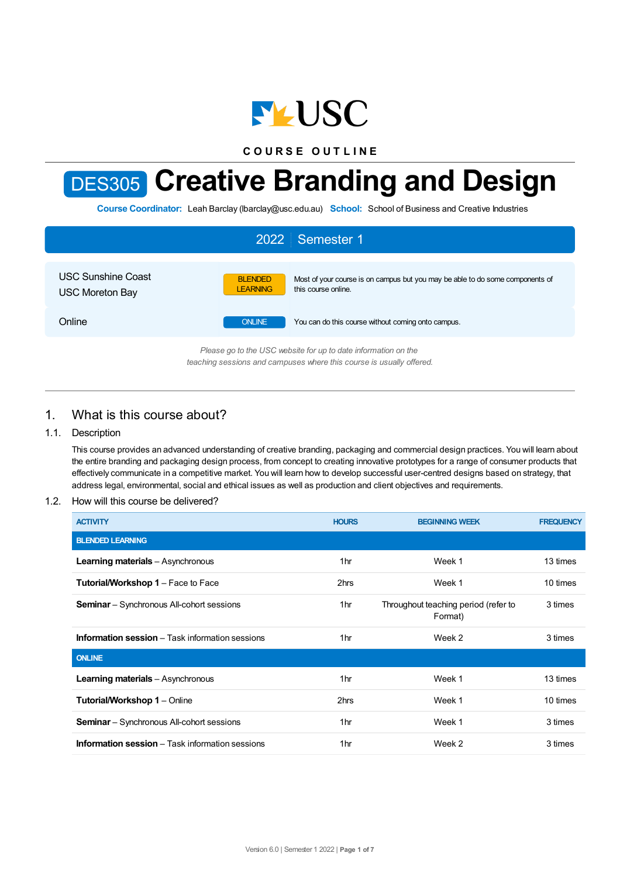COURSE OUTLINE

# DES305 Creative Branding and Design

**Course Coordinator:** Leah Barclay (lbarclay@usc.edu.au) **School:** School of Business and Creative Industries

## 2022 | Semester 1

| | | |
|---|---|---|
| USC Sunshine Coast<br>USC Moreton Bay | BLENDED LEARNING | Most of your course is on campus but you may be able to do some components of this course online. |
| Online | ONLINE | You can do this course without coming onto campus. |

*Please go to the USC website for up to date information on the teaching sessions and campuses where this course is usually offered.*

## 1. What is this course about?

### 1.1. Description

This course provides an advanced understanding of creative branding, packaging and commercial design practices. You will learn about the entire branding and packaging design process, from concept to creating innovative prototypes for a range of consumer products that effectively communicate in a competitive market. You will learn how to develop successful user-centred designs based on strategy, that address legal, environmental, social and ethical issues as well as production and client objectives and requirements.

### 1.2. How will this course be delivered?

| ACTIVITY | HOURS | BEGINNING WEEK | FREQUENCY |
|---|---|---|---|
| **BLENDED LEARNING** | | | |
| **Learning materials** – Asynchronous | 1hr | Week 1 | 13 times |
| **Tutorial/Workshop 1** – Face to Face | 2hrs | Week 1 | 10 times |
| **Seminar** – Synchronous All-cohort sessions | 1hr | Throughout teaching period (refer to Format) | 3 times |
| **Information session** – Task information sessions | 1hr | Week 2 | 3 times |
| **ONLINE** | | | |
| **Learning materials** – Asynchronous | 1hr | Week 1 | 13 times |
| **Tutorial/Workshop 1** – Online | 2hrs | Week 1 | 10 times |
| **Seminar** – Synchronous All-cohort sessions | 1hr | Week 1 | 3 times |
| **Information session** – Task information sessions | 1hr | Week 2 | 3 times |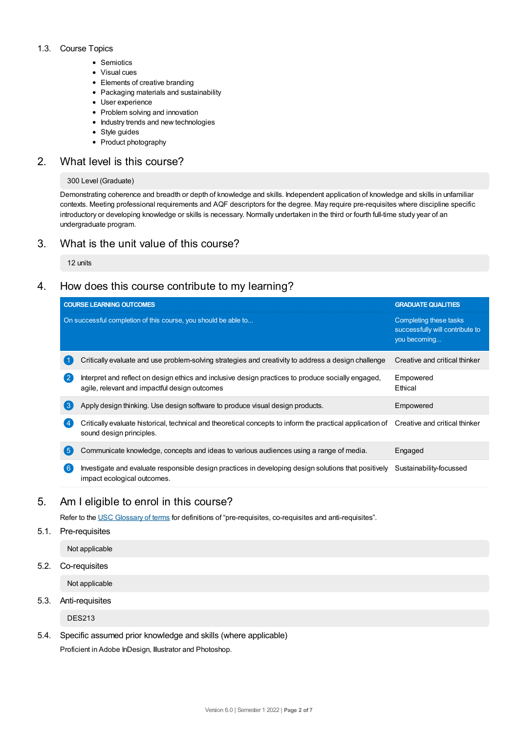### 1.3. Course Topics

- Semiotics
- Visual cues
- Elements of creative branding
- Packaging materials and sustainability
- User experience
- Problem solving and innovation
- Industry trends and new technologies
- Style guides
- Product photography

## 2. What level is this course?

300 Level (Graduate)

Demonstrating coherence and breadth or depth of knowledge and skills. Independent application of knowledge and skills in unfamiliar contexts. Meeting professional requirements and AQF descriptors for the degree. May require pre-requisites where discipline specific introductory or developing knowledge or skills is necessary. Normally undertaken in the third or fourth full-time study year of an undergraduate program.

## 3. What is the unit value of this course?

12 units

## 4. How does this course contribute to my learning?

| COURSE LEARNING OUTCOMES<br>On successful completion of this course, you should be able to... | GRADUATE QUALITIES<br>Completing these tasks successfully will contribute to you becoming... |
|---|---|
| 1 Critically evaluate and use problem-solving strategies and creativity to address a design challenge | Creative and critical thinker |
| 2 Interpret and reflect on design ethics and inclusive design practices to produce socially engaged, agile, relevant and impactful design outcomes | Empowered<br>Ethical |
| 3 Apply design thinking. Use design software to produce visual design products. | Empowered |
| 4 Critically evaluate historical, technical and theoretical concepts to inform the practical application of sound design principles. | Creative and critical thinker |
| 5 Communicate knowledge, concepts and ideas to various audiences using a range of media. | Engaged |
| 6 Investigate and evaluate responsible design practices in developing design solutions that positively impact ecological outcomes. | Sustainability-focussed |

## 5. Am I eligible to enrol in this course?

Refer to the USC Glossary of terms for definitions of “pre-requisites, co-requisites and anti-requisites”.

### 5.1. Pre-requisites

Not applicable

### 5.2. Co-requisites

Not applicable

### 5.3. Anti-requisites

DES213

### 5.4. Specific assumed prior knowledge and skills (where applicable)

Proficient in Adobe InDesign, Illustrator and Photoshop.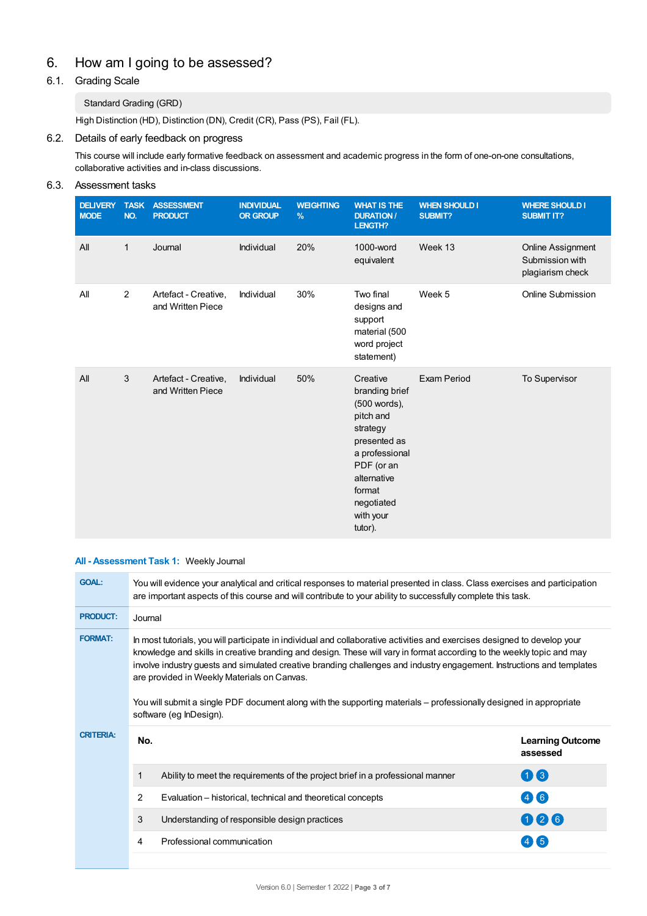## 6. How am I going to be assessed?

### 6.1. Grading Scale

Standard Grading (GRD)

High Distinction (HD), Distinction (DN), Credit (CR), Pass (PS), Fail (FL).

### 6.2. Details of early feedback on progress

This course will include early formative feedback on assessment and academic progress in the form of one-on-one consultations, collaborative activities and in-class discussions.

### 6.3. Assessment tasks

| DELIVERY MODE | TASK NO. | ASSESSMENT PRODUCT | INDIVIDUAL OR GROUP | WEIGHTING % | WHAT IS THE DURATION / LENGTH? | WHEN SHOULD I SUBMIT? | WHERE SHOULD I SUBMIT IT? |
|---|---|---|---|---|---|---|---|
| All | 1 | Journal | Individual | 20% | 1000-word equivalent | Week 13 | Online Assignment Submission with plagiarism check |
| All | 2 | Artefact - Creative, and Written Piece | Individual | 30% | Two final designs and support material (500 word project statement) | Week 5 | Online Submission |
| All | 3 | Artefact - Creative, and Written Piece | Individual | 50% | Creative branding brief (500 words), pitch and strategy presented as a professional PDF (or an alternative format negotiated with your tutor). | Exam Period | To Supervisor |

**All - Assessment Task 1:** Weekly Journal

**GOAL:** You will evidence your analytical and critical responses to material presented in class. Class exercises and participation are important aspects of this course and will contribute to your ability to successfully complete this task.

**PRODUCT:** Journal

**FORMAT:** In most tutorials, you will participate in individual and collaborative activities and exercises designed to develop your knowledge and skills in creative branding and design. These will vary in format according to the weekly topic and may involve industry guests and simulated creative branding challenges and industry engagement. Instructions and templates are provided in Weekly Materials on Canvas.

You will submit a single PDF document along with the supporting materials – professionally designed in appropriate software (eg InDesign).

**CRITERIA:**

| No. | | Learning Outcome assessed |
|---|---|---|
| 1 | Ability to meet the requirements of the project brief in a professional manner | 1 3 |
| 2 | Evaluation – historical, technical and theoretical concepts | 4 6 |
| 3 | Understanding of responsible design practices | 1 2 6 |
| 4 | Professional communication | 4 5 |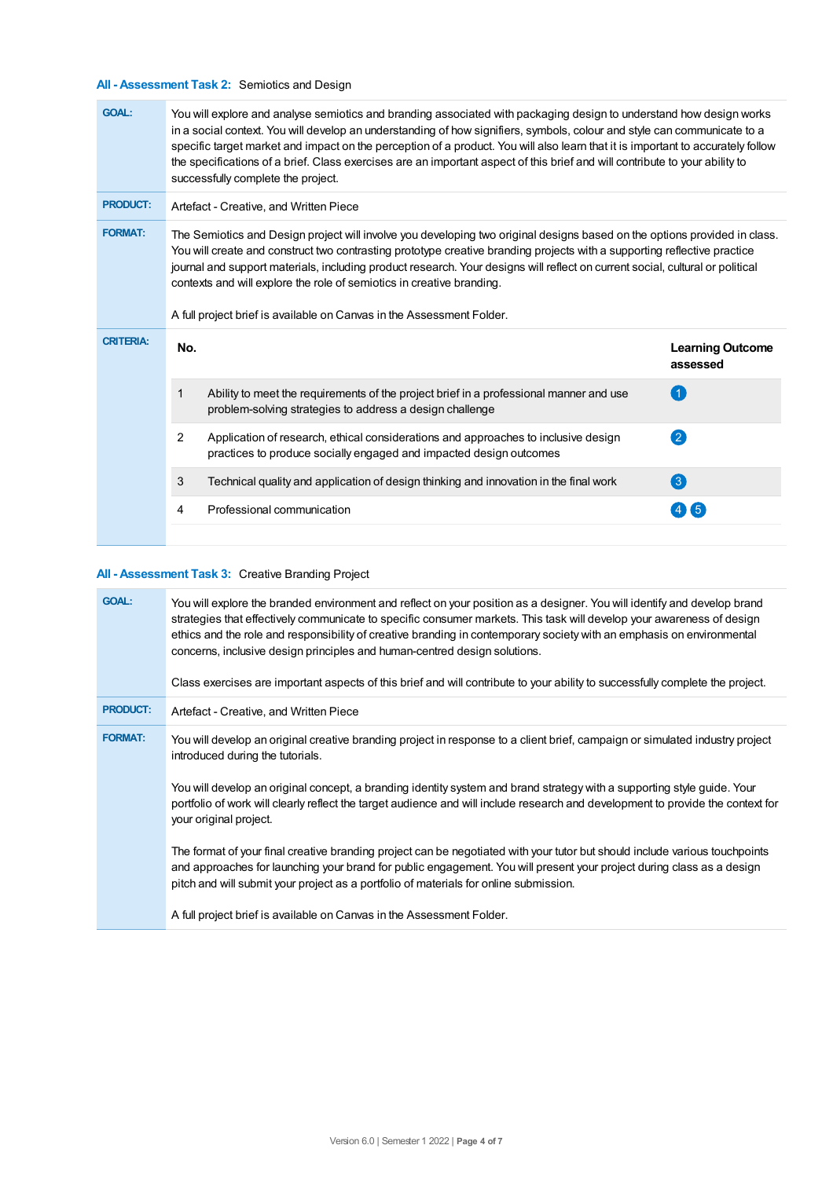## All - Assessment Task 2: Semiotics and Design

**GOAL:** You will explore and analyse semiotics and branding associated with packaging design to understand how design works in a social context. You will develop an understanding of how signifiers, symbols, colour and style can communicate to a specific target market and impact on the perception of a product. You will also learn that it is important to accurately follow the specifications of a brief. Class exercises are an important aspect of this brief and will contribute to your ability to successfully complete the project.

**PRODUCT:** Artefact - Creative, and Written Piece

**FORMAT:** The Semiotics and Design project will involve you developing two original designs based on the options provided in class. You will create and construct two contrasting prototype creative branding projects with a supporting reflective practice journal and support materials, including product research. Your designs will reflect on current social, cultural or political contexts and will explore the role of semiotics in creative branding.

A full project brief is available on Canvas in the Assessment Folder.

**CRITERIA:**

| No. | | Learning Outcome assessed |
|---|---|---|
| 1 | Ability to meet the requirements of the project brief in a professional manner and use problem-solving strategies to address a design challenge | 1 |
| 2 | Application of research, ethical considerations and approaches to inclusive design practices to produce socially engaged and impacted design outcomes | 2 |
| 3 | Technical quality and application of design thinking and innovation in the final work | 3 |
| 4 | Professional communication | 4 5 |

## All - Assessment Task 3: Creative Branding Project

**GOAL:** You will explore the branded environment and reflect on your position as a designer. You will identify and develop brand strategies that effectively communicate to specific consumer markets. This task will develop your awareness of design ethics and the role and responsibility of creative branding in contemporary society with an emphasis on environmental concerns, inclusive design principles and human-centred design solutions.

Class exercises are important aspects of this brief and will contribute to your ability to successfully complete the project.

**PRODUCT:** Artefact - Creative, and Written Piece

**FORMAT:** You will develop an original creative branding project in response to a client brief, campaign or simulated industry project introduced during the tutorials.

You will develop an original concept, a branding identity system and brand strategy with a supporting style guide. Your portfolio of work will clearly reflect the target audience and will include research and development to provide the context for your original project.

The format of your final creative branding project can be negotiated with your tutor but should include various touchpoints and approaches for launching your brand for public engagement. You will present your project during class as a design pitch and will submit your project as a portfolio of materials for online submission.

A full project brief is available on Canvas in the Assessment Folder.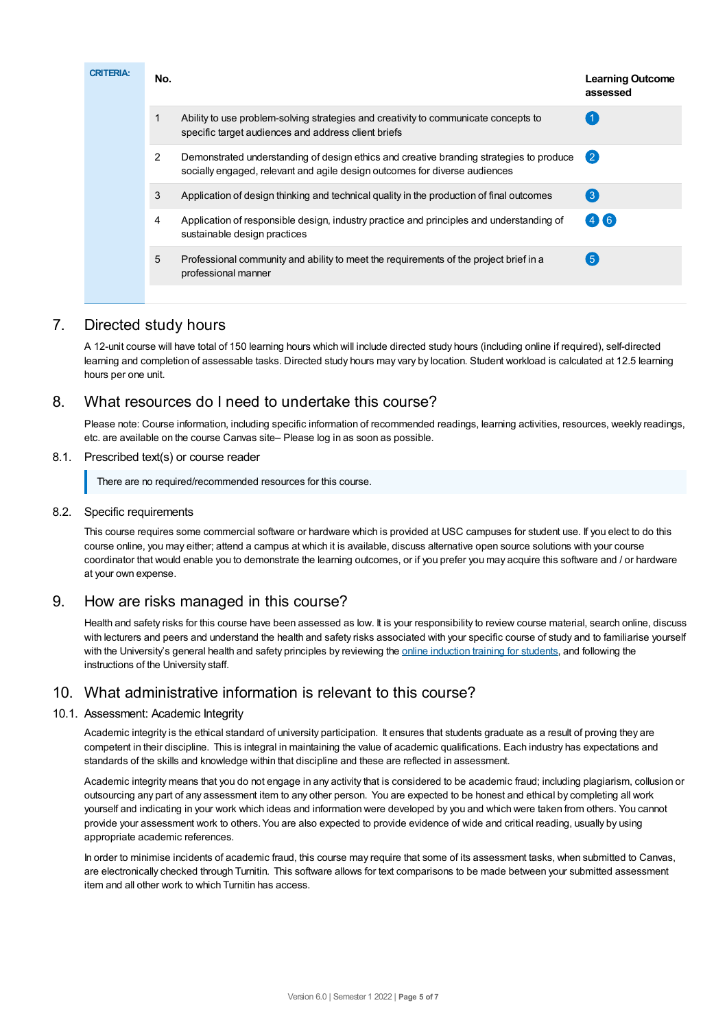| CRITERIA: | No. | | Learning Outcome assessed |
|---|---|---|---|
| | 1 | Ability to use problem-solving strategies and creativity to communicate concepts to specific target audiences and address client briefs | 1 |
| | 2 | Demonstrated understanding of design ethics and creative branding strategies to produce socially engaged, relevant and agile design outcomes for diverse audiences | 2 |
| | 3 | Application of design thinking and technical quality in the production of final outcomes | 3 |
| | 4 | Application of responsible design, industry practice and principles and understanding of sustainable design practices | 4 6 |
| | 5 | Professional community and ability to meet the requirements of the project brief in a professional manner | 5 |

## 7. Directed study hours

A 12-unit course will have total of 150 learning hours which will include directed study hours (including online if required), self-directed learning and completion of assessable tasks. Directed study hours may vary by location. Student workload is calculated at 12.5 learning hours per one unit.

## 8. What resources do I need to undertake this course?

Please note: Course information, including specific information of recommended readings, learning activities, resources, weekly readings, etc. are available on the course Canvas site– Please log in as soon as possible.

### 8.1. Prescribed text(s) or course reader

> There are no required/recommended resources for this course.

### 8.2. Specific requirements

This course requires some commercial software or hardware which is provided at USC campuses for student use. If you elect to do this course online, you may either; attend a campus at which it is available, discuss alternative open source solutions with your course coordinator that would enable you to demonstrate the learning outcomes, or if you prefer you may acquire this software and / or hardware at your own expense.

## 9. How are risks managed in this course?

Health and safety risks for this course have been assessed as low. It is your responsibility to review course material, search online, discuss with lecturers and peers and understand the health and safety risks associated with your specific course of study and to familiarise yourself with the University's general health and safety principles by reviewing the online induction training for students, and following the instructions of the University staff.

## 10. What administrative information is relevant to this course?

### 10.1. Assessment: Academic Integrity

Academic integrity is the ethical standard of university participation. It ensures that students graduate as a result of proving they are competent in their discipline. This is integral in maintaining the value of academic qualifications. Each industry has expectations and standards of the skills and knowledge within that discipline and these are reflected in assessment.

Academic integrity means that you do not engage in any activity that is considered to be academic fraud; including plagiarism, collusion or outsourcing any part of any assessment item to any other person. You are expected to be honest and ethical by completing all work yourself and indicating in your work which ideas and information were developed by you and which were taken from others. You cannot provide your assessment work to others. You are also expected to provide evidence of wide and critical reading, usually by using appropriate academic references.

In order to minimise incidents of academic fraud, this course may require that some of its assessment tasks, when submitted to Canvas, are electronically checked through Turnitin. This software allows for text comparisons to be made between your submitted assessment item and all other work to which Turnitin has access.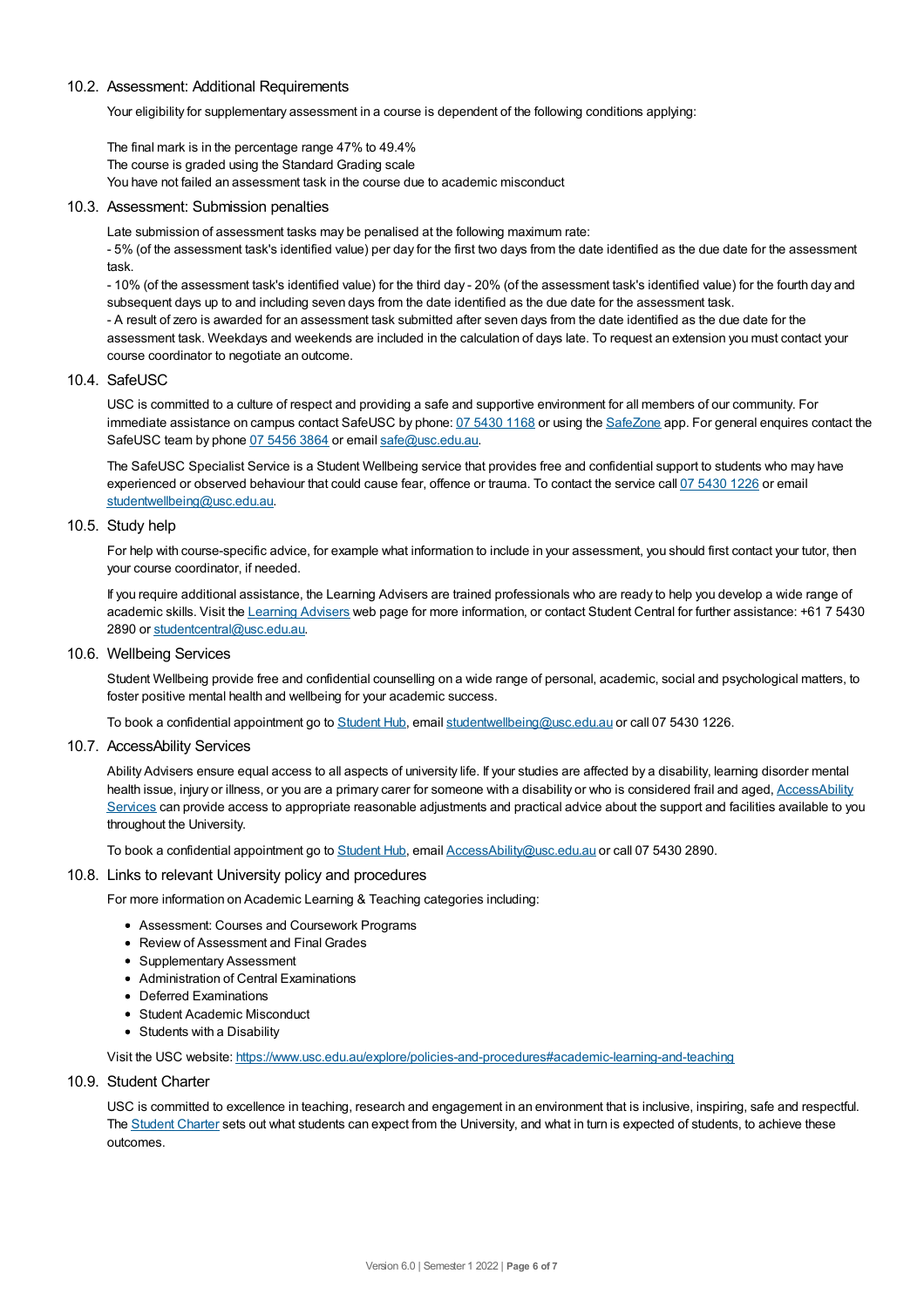### 10.2. Assessment: Additional Requirements

Your eligibility for supplementary assessment in a course is dependent of the following conditions applying:

The final mark is in the percentage range 47% to 49.4%
The course is graded using the Standard Grading scale
You have not failed an assessment task in the course due to academic misconduct

### 10.3. Assessment: Submission penalties

Late submission of assessment tasks may be penalised at the following maximum rate:
- 5% (of the assessment task's identified value) per day for the first two days from the date identified as the due date for the assessment task.
- 10% (of the assessment task's identified value) for the third day - 20% (of the assessment task's identified value) for the fourth day and subsequent days up to and including seven days from the date identified as the due date for the assessment task.
- A result of zero is awarded for an assessment task submitted after seven days from the date identified as the due date for the assessment task. Weekdays and weekends are included in the calculation of days late. To request an extension you must contact your course coordinator to negotiate an outcome.

### 10.4. SafeUSC

USC is committed to a culture of respect and providing a safe and supportive environment for all members of our community. For immediate assistance on campus contact SafeUSC by phone: 07 5430 1168 or using the SafeZone app. For general enquires contact the SafeUSC team by phone 07 5456 3864 or email safe@usc.edu.au.

The SafeUSC Specialist Service is a Student Wellbeing service that provides free and confidential support to students who may have experienced or observed behaviour that could cause fear, offence or trauma. To contact the service call 07 5430 1226 or email studentwellbeing@usc.edu.au.

### 10.5. Study help

For help with course-specific advice, for example what information to include in your assessment, you should first contact your tutor, then your course coordinator, if needed.

If you require additional assistance, the Learning Advisers are trained professionals who are ready to help you develop a wide range of academic skills. Visit the Learning Advisers web page for more information, or contact Student Central for further assistance: +61 7 5430 2890 or studentcentral@usc.edu.au.

### 10.6. Wellbeing Services

Student Wellbeing provide free and confidential counselling on a wide range of personal, academic, social and psychological matters, to foster positive mental health and wellbeing for your academic success.

To book a confidential appointment go to Student Hub, email studentwellbeing@usc.edu.au or call 07 5430 1226.

### 10.7. AccessAbility Services

Ability Advisers ensure equal access to all aspects of university life. If your studies are affected by a disability, learning disorder mental health issue, injury or illness, or you are a primary carer for someone with a disability or who is considered frail and aged, AccessAbility Services can provide access to appropriate reasonable adjustments and practical advice about the support and facilities available to you throughout the University.

To book a confidential appointment go to Student Hub, email AccessAbility@usc.edu.au or call 07 5430 2890.

### 10.8. Links to relevant University policy and procedures

For more information on Academic Learning & Teaching categories including:

- Assessment: Courses and Coursework Programs
- Review of Assessment and Final Grades
- Supplementary Assessment
- Administration of Central Examinations
- Deferred Examinations
- Student Academic Misconduct
- Students with a Disability

Visit the USC website: https://www.usc.edu.au/explore/policies-and-procedures#academic-learning-and-teaching

### 10.9. Student Charter

USC is committed to excellence in teaching, research and engagement in an environment that is inclusive, inspiring, safe and respectful. The Student Charter sets out what students can expect from the University, and what in turn is expected of students, to achieve these outcomes.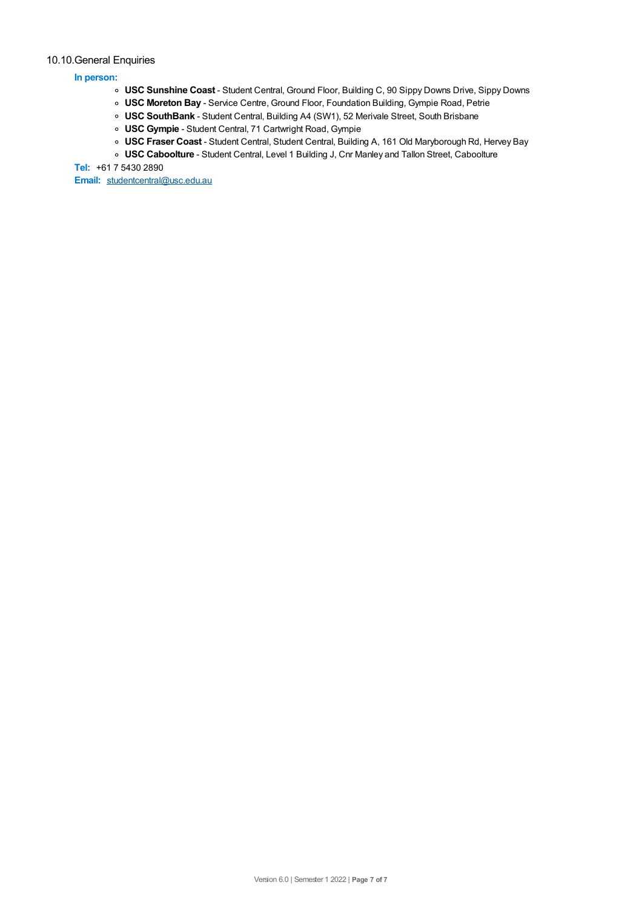## 10.10. General Enquiries

**In person:**

- **USC Sunshine Coast** - Student Central, Ground Floor, Building C, 90 Sippy Downs Drive, Sippy Downs
- **USC Moreton Bay** - Service Centre, Ground Floor, Foundation Building, Gympie Road, Petrie
- **USC SouthBank** - Student Central, Building A4 (SW1), 52 Merivale Street, South Brisbane
- **USC Gympie** - Student Central, 71 Cartwright Road, Gympie
- **USC Fraser Coast** - Student Central, Student Central, Building A, 161 Old Maryborough Rd, Hervey Bay
- **USC Caboolture** - Student Central, Level 1 Building J, Cnr Manley and Tallon Street, Caboolture

**Tel:** +61 7 5430 2890

**Email:** studentcentral@usc.edu.au